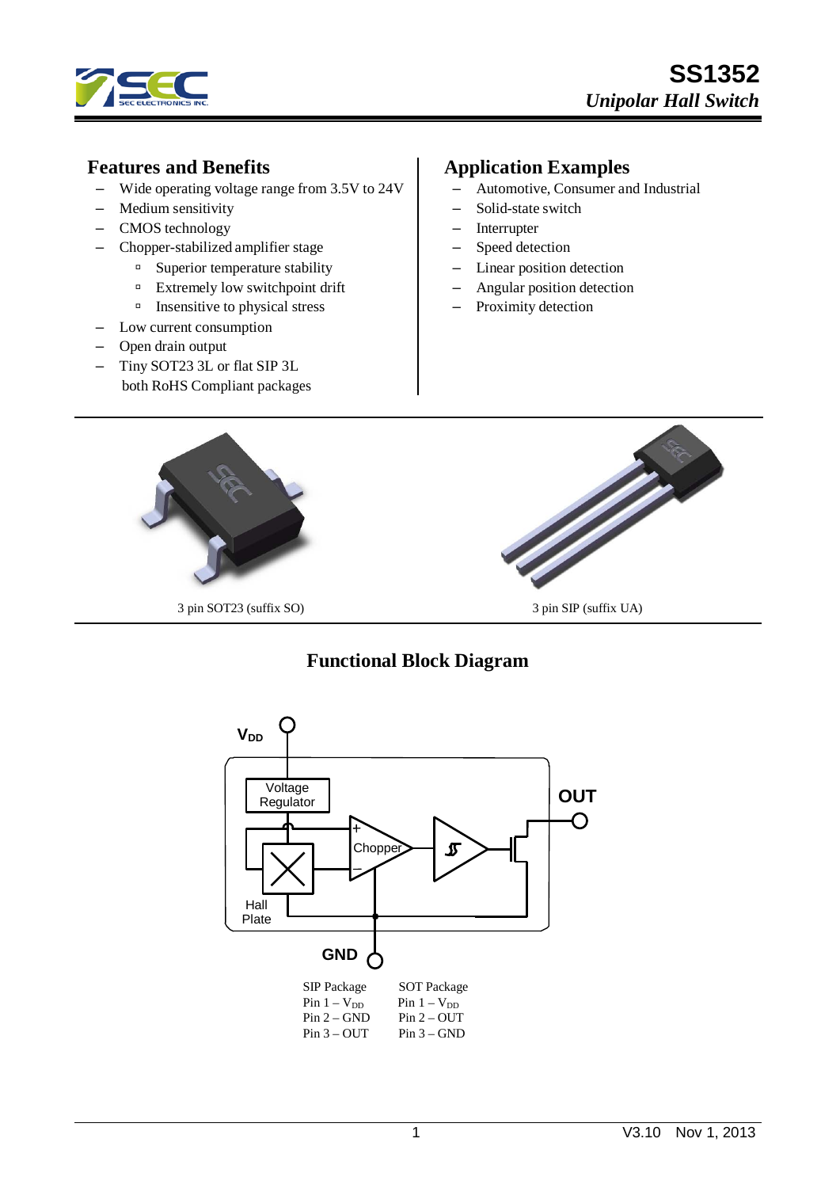# SS1352

*Unipolar Hall Switch*

## Features and Benefits

- Wide operating voltage range from 3.5V to 24V
- Medium sensitivity
- CMOS technology
- Chopper-stabilized amplifier stage
  - Superior temperature stability
  - Extremely low switchpoint drift
  - Insensitive to physical stress
- Low current consumption
- Open drain output
- Tiny SOT23 3L or flat SIP 3L both RoHS Compliant packages

## Application Examples

- Automotive, Consumer and Industrial
- Solid-state switch
- Interrupter
- Speed detection
- Linear position detection
- Angular position detection
- Proximity detection

3 pin SOT23 (suffix SO)

3 pin SIP (suffix UA)

## Functional Block Diagram

$V_{DD}$

Voltage Regulator

Chopper

Hall Plate

OUT

GND

| SIP Package | SOT Package |
|---|---|
| Pin 1 – $V_{DD}$ | Pin 1 – $V_{DD}$ |
| Pin 2 – GND | Pin 2 – OUT |
| Pin 3 – OUT | Pin 3 – GND |

V3.10 Nov 1, 2013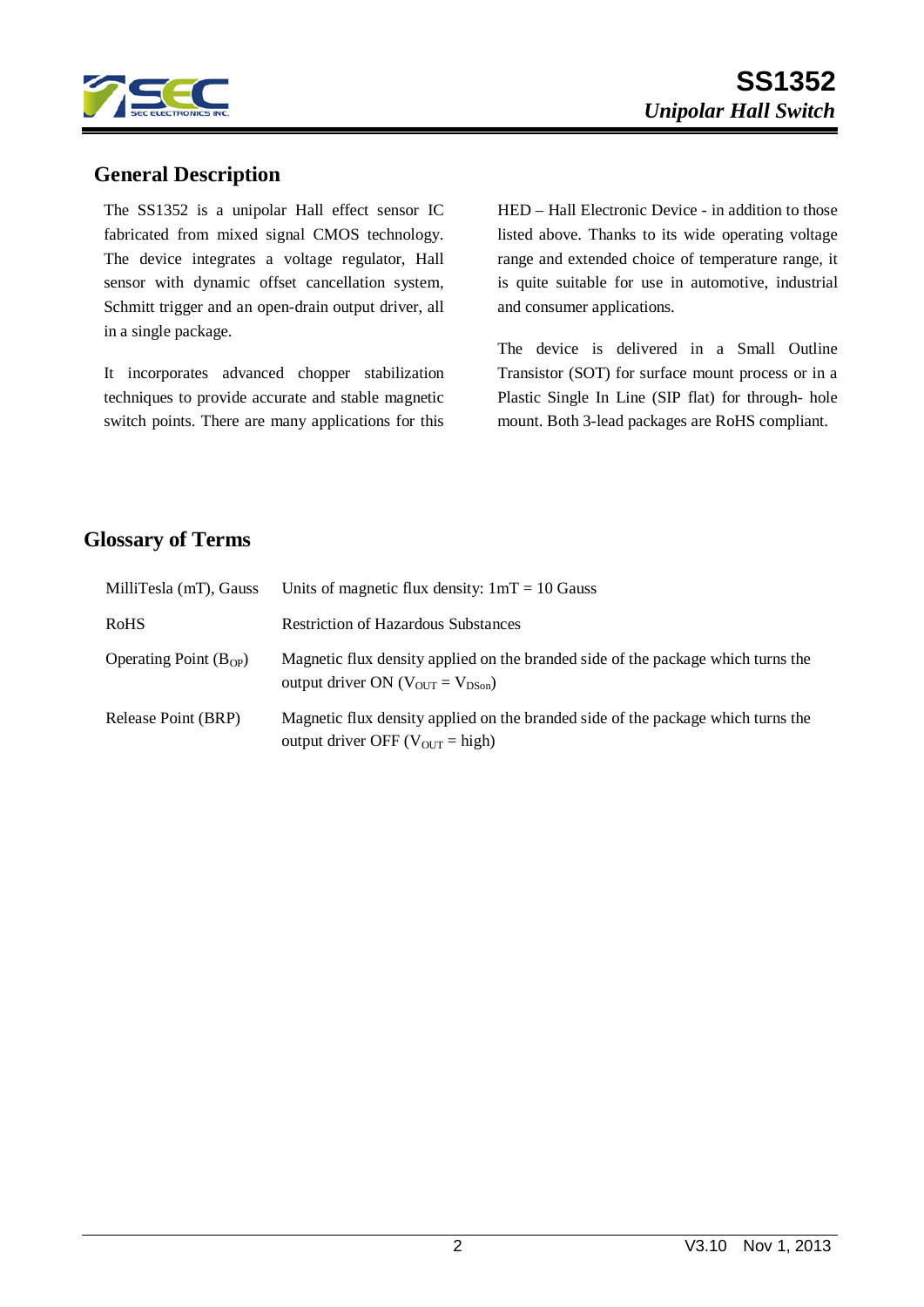## General Description

The SS1352 is a unipolar Hall effect sensor IC fabricated from mixed signal CMOS technology. The device integrates a voltage regulator, Hall sensor with dynamic offset cancellation system, Schmitt trigger and an open-drain output driver, all in a single package.

It incorporates advanced chopper stabilization techniques to provide accurate and stable magnetic switch points. There are many applications for this HED – Hall Electronic Device - in addition to those listed above. Thanks to its wide operating voltage range and extended choice of temperature range, it is quite suitable for use in automotive, industrial and consumer applications.

The device is delivered in a Small Outline Transistor (SOT) for surface mount process or in a Plastic Single In Line (SIP flat) for through- hole mount. Both 3-lead packages are RoHS compliant.

## Glossary of Terms

| | |
|---|---|
| MilliTesla (mT), Gauss | Units of magnetic flux density: 1mT = 10 Gauss |
| RoHS | Restriction of Hazardous Substances |
| Operating Point ($B_{OP}$) | Magnetic flux density applied on the branded side of the package which turns the output driver ON ($V_{OUT} = V_{DSon}$) |
| Release Point (BRP) | Magnetic flux density applied on the branded side of the package which turns the output driver OFF ($V_{OUT}$ = high) |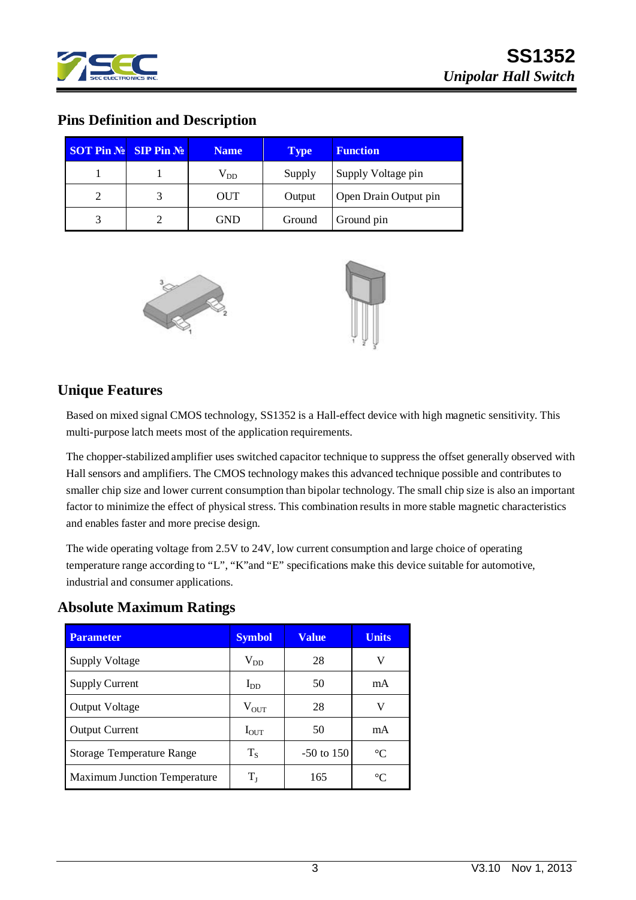## Pins Definition and Description

| SOT Pin № | SIP Pin № | Name | Type | Function |
|---|---|---|---|---|
| 1 | 1 | $V_{DD}$ | Supply | Supply Voltage pin |
| 2 | 3 | OUT | Output | Open Drain Output pin |
| 3 | 2 | GND | Ground | Ground pin |

## Unique Features

Based on mixed signal CMOS technology, SS1352 is a Hall-effect device with high magnetic sensitivity. This multi-purpose latch meets most of the application requirements.

The chopper-stabilized amplifier uses switched capacitor technique to suppress the offset generally observed with Hall sensors and amplifiers. The CMOS technology makes this advanced technique possible and contributes to smaller chip size and lower current consumption than bipolar technology. The small chip size is also an important factor to minimize the effect of physical stress. This combination results in more stable magnetic characteristics and enables faster and more precise design.

The wide operating voltage from 2.5V to 24V, low current consumption and large choice of operating temperature range according to "L", "K"and "E" specifications make this device suitable for automotive, industrial and consumer applications.

## Absolute Maximum Ratings

| Parameter | Symbol | Value | Units |
|---|---|---|---|
| Supply Voltage | $V_{DD}$ | 28 | V |
| Supply Current | $I_{DD}$ | 50 | mA |
| Output Voltage | $V_{OUT}$ | 28 | V |
| Output Current | $I_{OUT}$ | 50 | mA |
| Storage Temperature Range | $T_S$ | -50 to 150 | °C |
| Maximum Junction Temperature | $T_J$ | 165 | °C |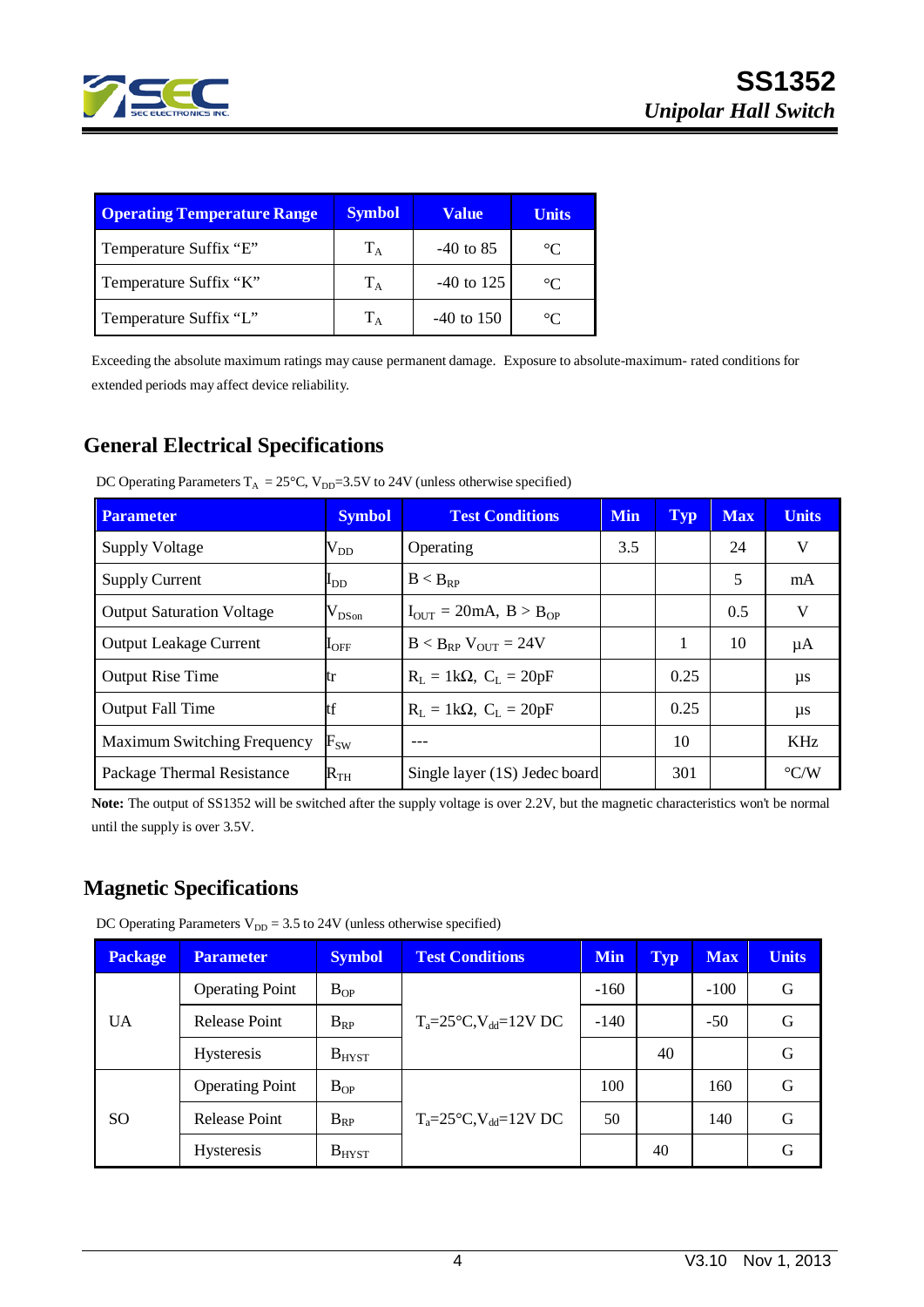| Operating Temperature Range | Symbol | Value | Units |
|---|---|---|---|
| Temperature Suffix “E” | $T_A$ | -40 to 85 | °C |
| Temperature Suffix “K” | $T_A$ | -40 to 125 | °C |
| Temperature Suffix “L” | $T_A$ | -40 to 150 | °C |

Exceeding the absolute maximum ratings may cause permanent damage. Exposure to absolute-maximum- rated conditions for extended periods may affect device reliability.

## General Electrical Specifications

DC Operating Parameters $T_A$ = 25°C, $V_{DD}$=3.5V to 24V (unless otherwise specified)

| Parameter | Symbol | Test Conditions | Min | Typ | Max | Units |
|---|---|---|---|---|---|---|
| Supply Voltage | $V_{DD}$ | Operating | 3.5 | | 24 | V |
| Supply Current | $I_{DD}$ | $B < B_{RP}$ | | | 5 | mA |
| Output Saturation Voltage | $V_{DSon}$ | $I_{OUT}$ = 20mA, $B > B_{OP}$ | | | 0.5 | V |
| Output Leakage Current | $I_{OFF}$ | $B < B_{RP}$ $V_{OUT}$ = 24V | | 1 | 10 | µA |
| Output Rise Time | tr | $R_L$ = 1kΩ, $C_L$ = 20pF | | 0.25 | | µs |
| Output Fall Time | tf | $R_L$ = 1kΩ, $C_L$ = 20pF | | 0.25 | | µs |
| Maximum Switching Frequency | $F_{SW}$ | --- | | 10 | | KHz |
| Package Thermal Resistance | $R_{TH}$ | Single layer (1S) Jedec board | | 301 | | °C/W |

**Note:** The output of SS1352 will be switched after the supply voltage is over 2.2V, but the magnetic characteristics won't be normal until the supply is over 3.5V.

## Magnetic Specifications

DC Operating Parameters $V_{DD}$ = 3.5 to 24V (unless otherwise specified)

| Package | Parameter | Symbol | Test Conditions | Min | Typ | Max | Units |
|---|---|---|---|---|---|---|---|
| UA | Operating Point | $B_{OP}$ | $T_a$=25°C,$V_{dd}$=12V DC | -160 | | -100 | G |
| | Release Point | $B_{RP}$ | | -140 | | -50 | G |
| | Hysteresis | $B_{HYST}$ | | | 40 | | G |
| SO | Operating Point | $B_{OP}$ | $T_a$=25°C,$V_{dd}$=12V DC | 100 | | 160 | G |
| | Release Point | $B_{RP}$ | | 50 | | 140 | G |
| | Hysteresis | $B_{HYST}$ | | | 40 | | G |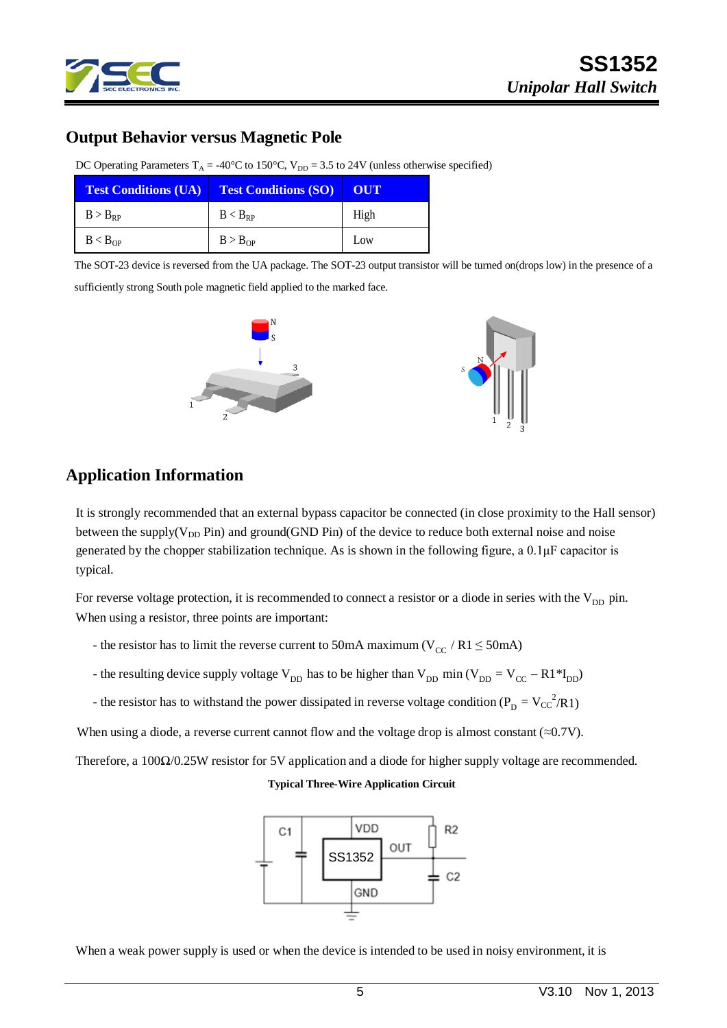## Output Behavior versus Magnetic Pole

DC Operating Parameters $T_A$ = -40°C to 150°C, $V_{DD}$ = 3.5 to 24V (unless otherwise specified)

| Test Conditions (UA) | Test Conditions (SO) | OUT |
|---|---|---|
| $B > B_{RP}$ | $B < B_{RP}$ | High |
| $B < B_{OP}$ | $B > B_{OP}$ | Low |

The SOT-23 device is reversed from the UA package. The SOT-23 output transistor will be turned on(drops low) in the presence of a sufficiently strong South pole magnetic field applied to the marked face.

## Application Information

It is strongly recommended that an external bypass capacitor be connected (in close proximity to the Hall sensor) between the supply($V_{DD}$ Pin) and ground(GND Pin) of the device to reduce both external noise and noise generated by the chopper stabilization technique. As is shown in the following figure, a 0.1μF capacitor is typical.

For reverse voltage protection, it is recommended to connect a resistor or a diode in series with the $V_{DD}$ pin. When using a resistor, three points are important:

- the resistor has to limit the reverse current to 50mA maximum ($V_{CC}$ / R1 ≤ 50mA)
- the resulting device supply voltage $V_{DD}$ has to be higher than $V_{DD}$ min ($V_{DD} = V_{CC} - R1 * I_{DD}$)
- the resistor has to withstand the power dissipated in reverse voltage condition ($P_D = V_{CC}^2/R1$)

When using a diode, a reverse current cannot flow and the voltage drop is almost constant (≈0.7V).

Therefore, a 100Ω/0.25W resistor for 5V application and a diode for higher supply voltage are recommended.

**Typical Three-Wire Application Circuit**

When a weak power supply is used or when the device is intended to be used in noisy environment, it is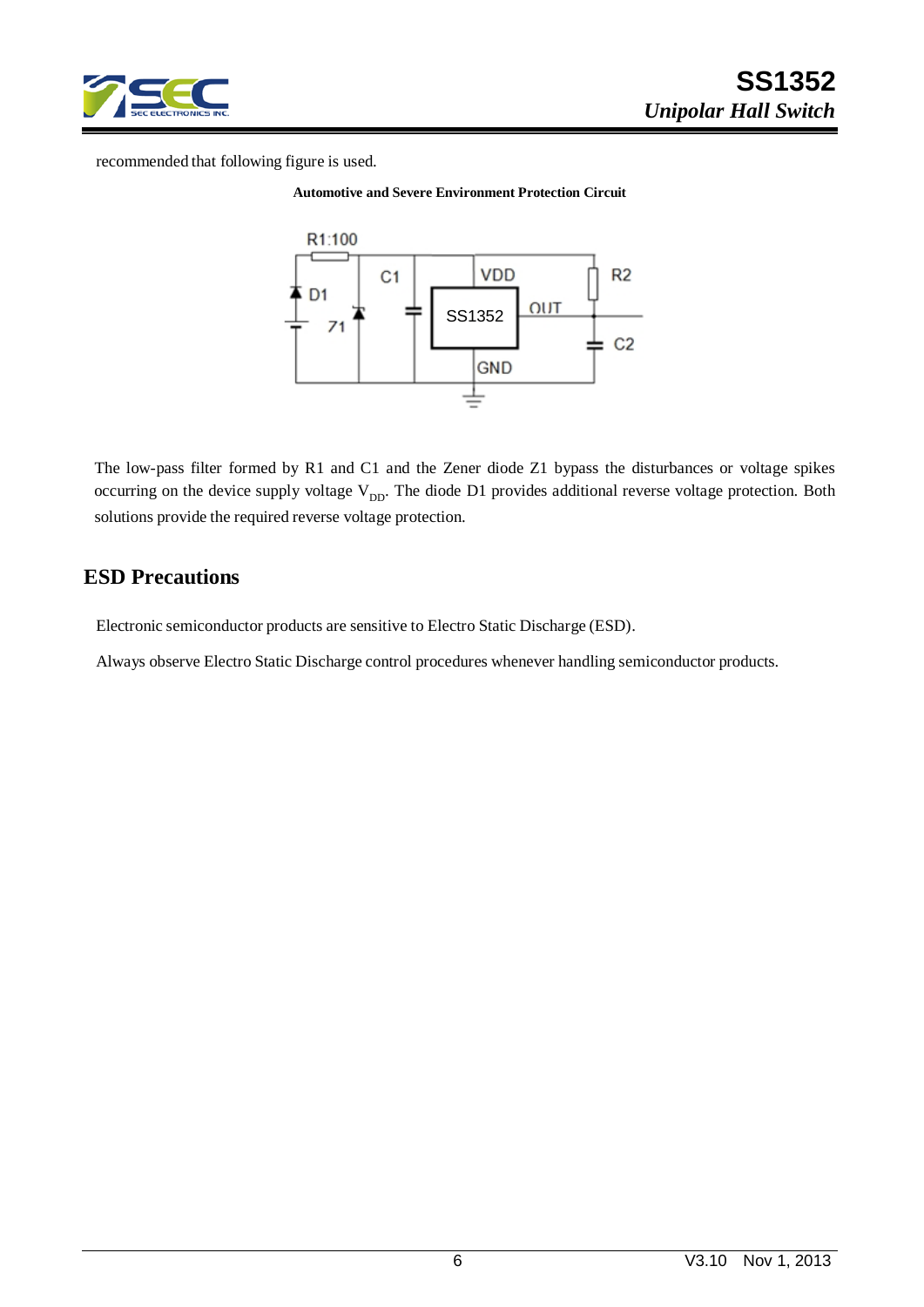recommended that following figure is used.

**Automotive and Severe Environment Protection Circuit**

The low-pass filter formed by R1 and C1 and the Zener diode Z1 bypass the disturbances or voltage spikes occurring on the device supply voltage $V_{DD}$. The diode D1 provides additional reverse voltage protection. Both solutions provide the required reverse voltage protection.

## ESD Precautions

Electronic semiconductor products are sensitive to Electro Static Discharge (ESD).

Always observe Electro Static Discharge control procedures whenever handling semiconductor products.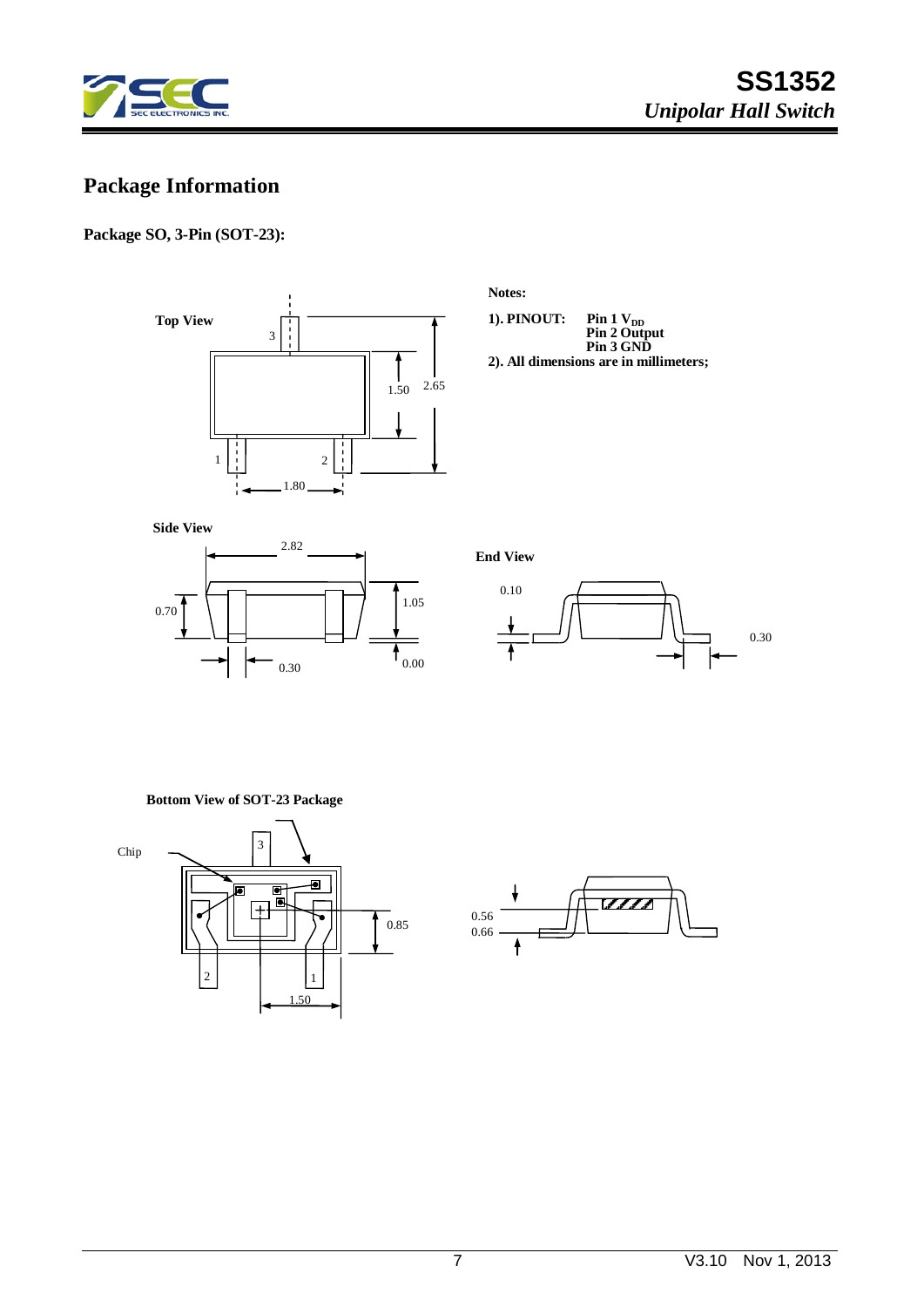# Package Information

**Package SO, 3-Pin (SOT-23):**

Top View

3

1.50

2.65

1

2

1.80

**Notes:**

**1). PINOUT:** **Pin 1 $V_{DD}$**
**Pin 2 Output**
**Pin 3 GND**

**2). All dimensions are in millimeters;**

**Side View**

2.82

0.70

1.05

0.30

0.00

**End View**

0.10

0.30

**Bottom View of SOT-23 Package**

Chip

3

0.85

2

1

1.50

0.56

0.66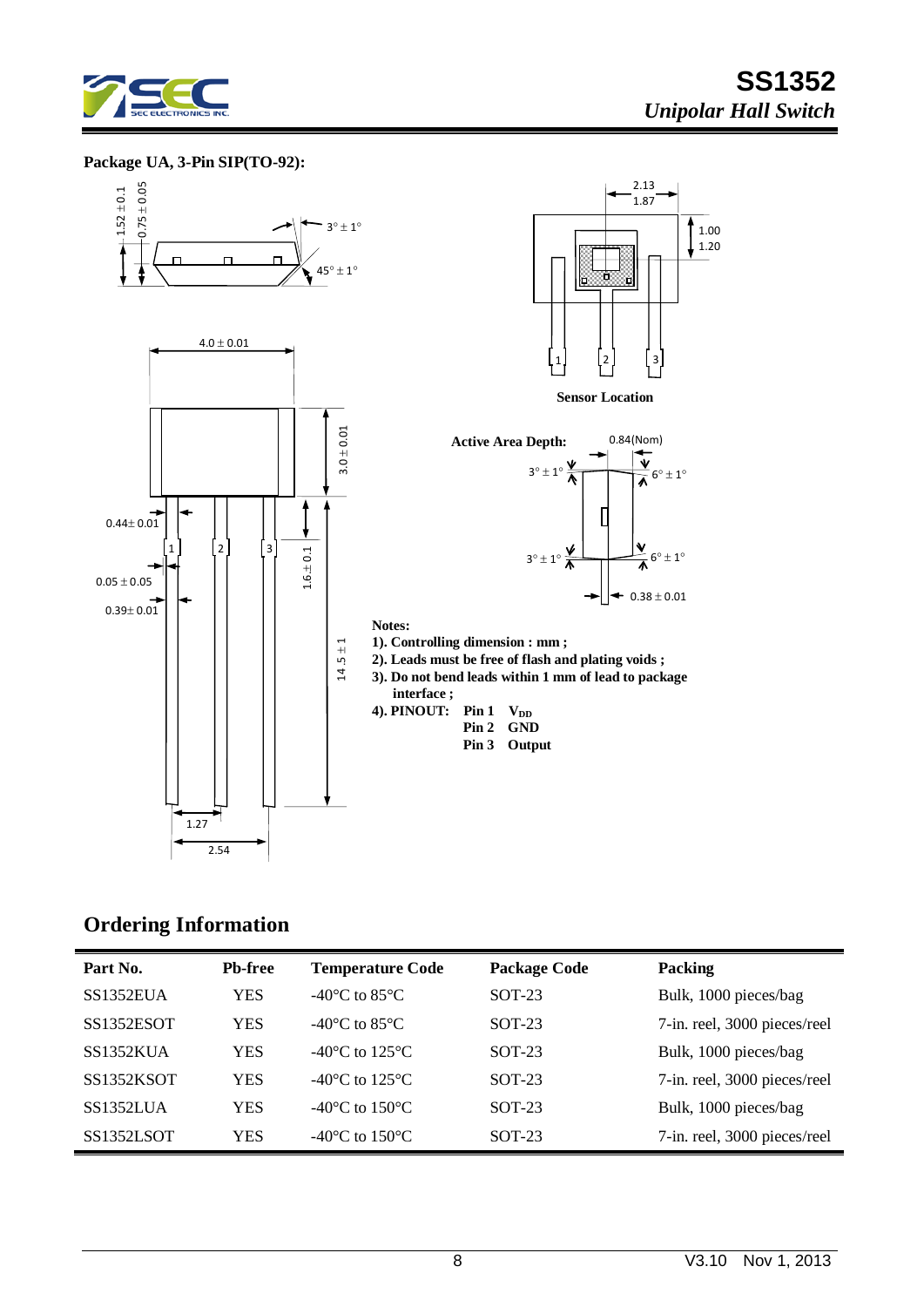**Package UA, 3-Pin SIP(TO-92):**

1.52 ± 0.1
0.75 ± 0.05
3° ± 1°
45° ± 1°
4.0 ± 0.01
3.0 ± 0.01
0.44± 0.01
1.6 ± 0.1
0.05 ± 0.05
0.39± 0.01
14.5 ± 1
1.27
2.54
1
2
3

2.13
1.87
1.00
1.20

**Sensor Location**

**Active Area Depth:**
0.84(Nom)
3° ± 1°
6° ± 1°
3° ± 1°
6° ± 1°
0.38 ± 0.01

**Notes:**

**1). Controlling dimension : mm ;**

**2). Leads must be free of flash and plating voids ;**

**3). Do not bend leads within 1 mm of lead to package interface ;**

**4). PINOUT:**

| | |
|---|---|
| **Pin 1** | **$V_{DD}$** |
| **Pin 2** | **GND** |
| **Pin 3** | **Output** |

## Ordering Information

| Part No. | Pb-free | Temperature Code | Package Code | Packing |
|---|---|---|---|---|
| SS1352EUA | YES | -40°C to 85°C | SOT-23 | Bulk, 1000 pieces/bag |
| SS1352ESOT | YES | -40°C to 85°C | SOT-23 | 7-in. reel, 3000 pieces/reel |
| SS1352KUA | YES | -40°C to 125°C | SOT-23 | Bulk, 1000 pieces/bag |
| SS1352KSOT | YES | -40°C to 125°C | SOT-23 | 7-in. reel, 3000 pieces/reel |
| SS1352LUA | YES | -40°C to 150°C | SOT-23 | Bulk, 1000 pieces/bag |
| SS1352LSOT | YES | -40°C to 150°C | SOT-23 | 7-in. reel, 3000 pieces/reel |